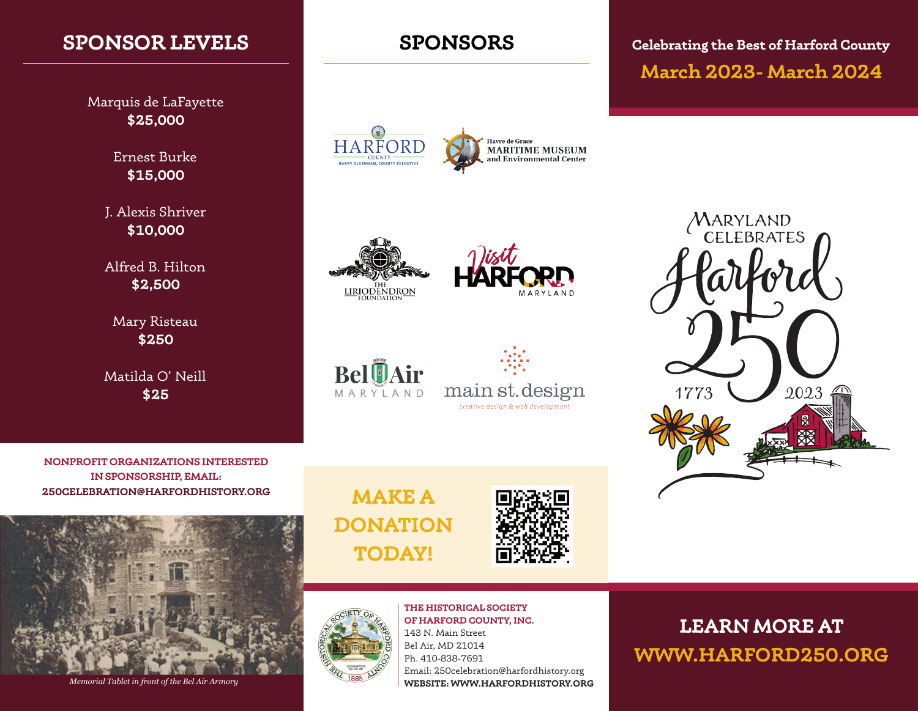## SPONSOR LEVELS

Marquis de LaFayette
**$25,000**

Ernest Burke
**$15,000**

J. Alexis Shriver
**$10,000**

Alfred B. Hilton
**$2,500**

Mary Risteau
**$250**

Matilda O' Neill
**$25**

**NONPROFIT ORGANIZATIONS INTERESTED IN SPONSORSHIP, EMAIL: 250CELEBRATION@HARFORDHISTORY.ORG**

*Memorial Tablet in front of the Bel Air Armory*

## SPONSORS

Harford County – Barry Glassman, County Executive

Havre de Grace Maritime Museum and Environmental Center

The Liriodendron Foundation

Visit Harford Maryland

Bel Air Maryland

main st. design – creative design & web development

## MAKE A DONATION TODAY!

**THE HISTORICAL SOCIETY OF HARFORD COUNTY, INC.**
143 N. Main Street
Bel Air, MD 21014
Ph. 410-838-7691
Email: 250celebration@harfordhistory.org
**WEBSITE: WWW.HARFORDHISTORY.ORG**

**Celebrating the Best of Harford County**

**March 2023- March 2024**

Maryland Celebrates Harford 250
1773 2023

## LEARN MORE AT WWW.HARFORD250.ORG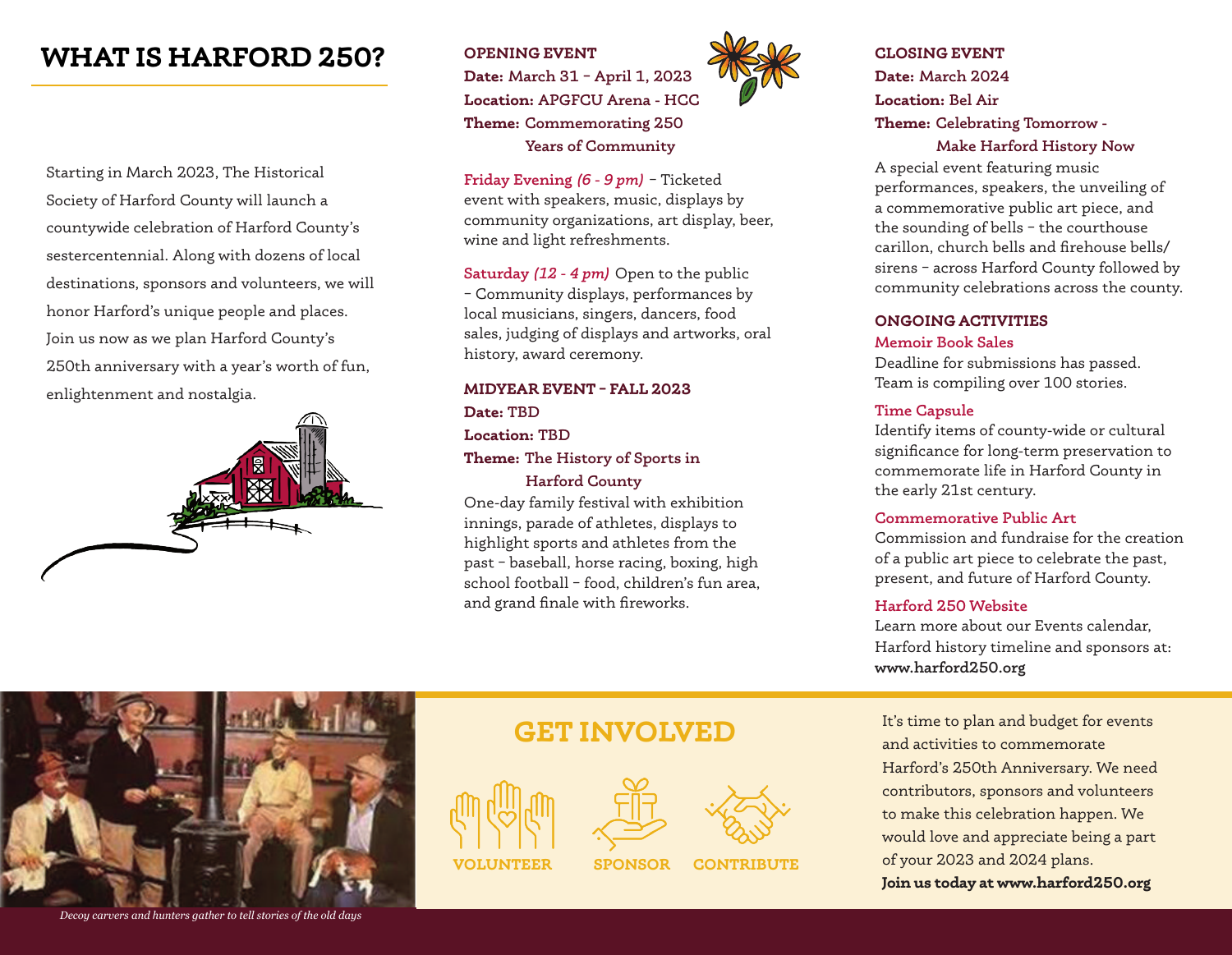# WHAT IS HARFORD 250?

Starting in March 2023, The Historical Society of Harford County will launch a countywide celebration of Harford County's sestercentennial. Along with dozens of local destinations, sponsors and volunteers, we will honor Harford's unique people and places. Join us now as we plan Harford County's 250th anniversary with a year's worth of fun, enlightenment and nostalgia.

### OPENING EVENT

**Date:** March 31 – April 1, 2023
**Location:** APGFCU Arena - HCC
**Theme:** Commemorating 250 Years of Community

**Friday Evening** *(6 - 9 pm)* – Ticketed event with speakers, music, displays by community organizations, art display, beer, wine and light refreshments.

**Saturday** *(12 - 4 pm)* Open to the public – Community displays, performances by local musicians, singers, dancers, food sales, judging of displays and artworks, oral history, award ceremony.

### MIDYEAR EVENT – FALL 2023

**Date:** TBD
**Location:** TBD
**Theme:** The History of Sports in Harford County

One-day family festival with exhibition innings, parade of athletes, displays to highlight sports and athletes from the past – baseball, horse racing, boxing, high school football – food, children's fun area, and grand finale with fireworks.

### CLOSING EVENT

**Date:** March 2024
**Location:** Bel Air
**Theme:** Celebrating Tomorrow - Make Harford History Now

A special event featuring music performances, speakers, the unveiling of a commemorative public art piece, and the sounding of bells – the courthouse carillon, church bells and firehouse bells/sirens – across Harford County followed by community celebrations across the county.

### ONGOING ACTIVITIES

**Memoir Book Sales**
Deadline for submissions has passed. Team is compiling over 100 stories.

**Time Capsule**
Identify items of county-wide or cultural significance for long-term preservation to commemorate life in Harford County in the early 21st century.

**Commemorative Public Art**
Commission and fundraise for the creation of a public art piece to celebrate the past, present, and future of Harford County.

**Harford 250 Website**
Learn more about our Events calendar, Harford history timeline and sponsors at: **www.harford250.org**

*Decoy carvers and hunters gather to tell stories of the old days*

## GET INVOLVED

VOLUNTEER SPONSOR CONTRIBUTE

It's time to plan and budget for events and activities to commemorate Harford's 250th Anniversary. We need contributors, sponsors and volunteers to make this celebration happen. We would love and appreciate being a part of your 2023 and 2024 plans.

**Join us today at www.harford250.org**